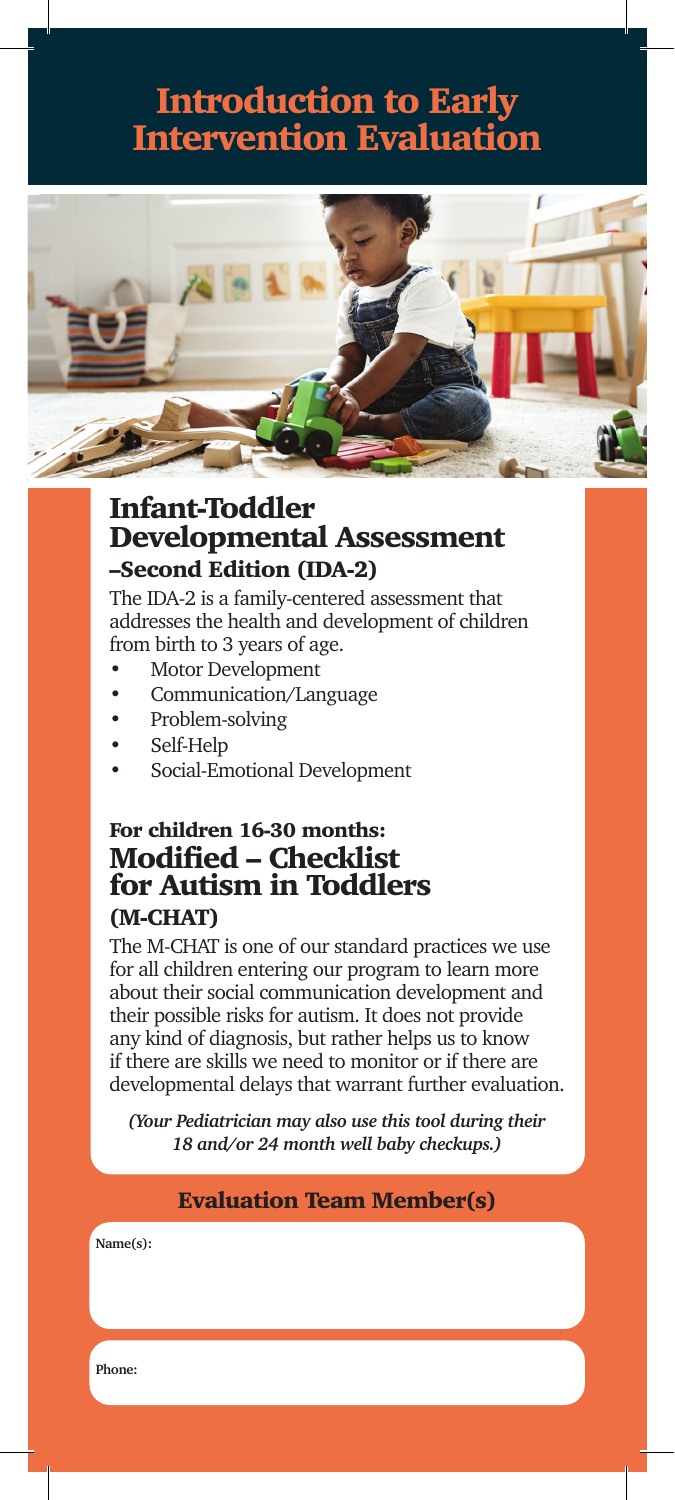# Introduction to Early Intervention Evaluation

## Infant-Toddler Developmental Assessment –Second Edition (IDA-2)

The IDA-2 is a family-centered assessment that addresses the health and development of children from birth to 3 years of age.

- Motor Development
- Communication/Language
- Problem-solving
- Self-Help
- Social-Emotional Development

## For children 16-30 months: Modified – Checklist for Autism in Toddlers (M-CHAT)

The M-CHAT is one of our standard practices we use for all children entering our program to learn more about their social communication development and their possible risks for autism. It does not provide any kind of diagnosis, but rather helps us to know if there are skills we need to monitor or if there are developmental delays that warrant further evaluation.

***(Your Pediatrician may also use this tool during their 18 and/or 24 month well baby checkups.)***

### Evaluation Team Member(s)

**Name(s):**

**Phone:**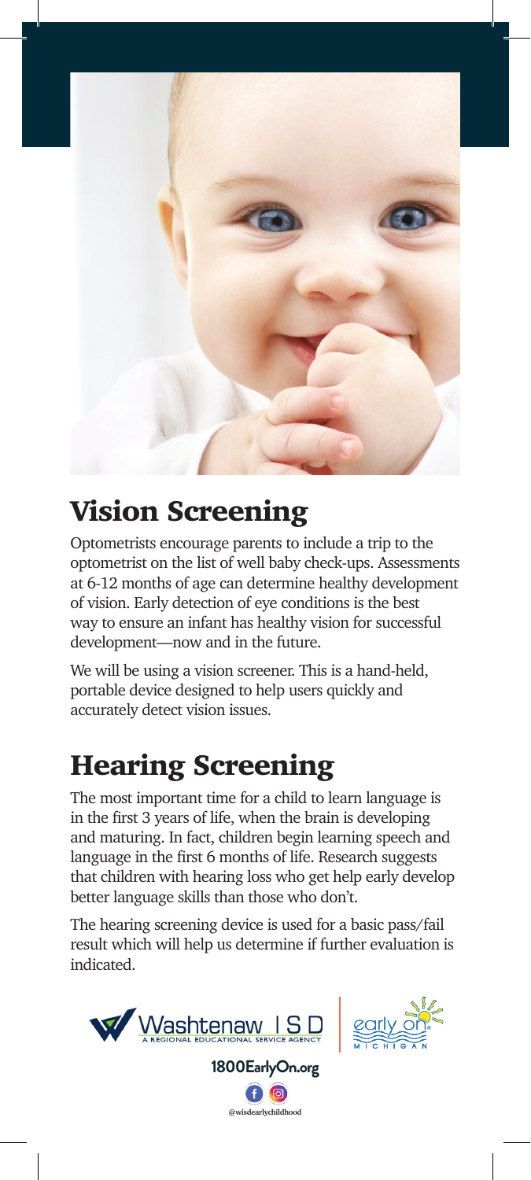## Vision Screening

Optometrists encourage parents to include a trip to the optometrist on the list of well baby check-ups. Assessments at 6-12 months of age can determine healthy development of vision. Early detection of eye conditions is the best way to ensure an infant has healthy vision for successful development—now and in the future.

We will be using a vision screener. This is a hand-held, portable device designed to help users quickly and accurately detect vision issues.

## Hearing Screening

The most important time for a child to learn language is in the first 3 years of life, when the brain is developing and maturing. In fact, children begin learning speech and language in the first 6 months of life. Research suggests that children with hearing loss who get help early develop better language skills than those who don't.

The hearing screening device is used for a basic pass/fail result which will help us determine if further evaluation is indicated.

Washtenaw ISD
A REGIONAL EDUCATIONAL SERVICE AGENCY

early on
MICHIGAN

**1800EarlyOn.org**

@wisdearlychildhood